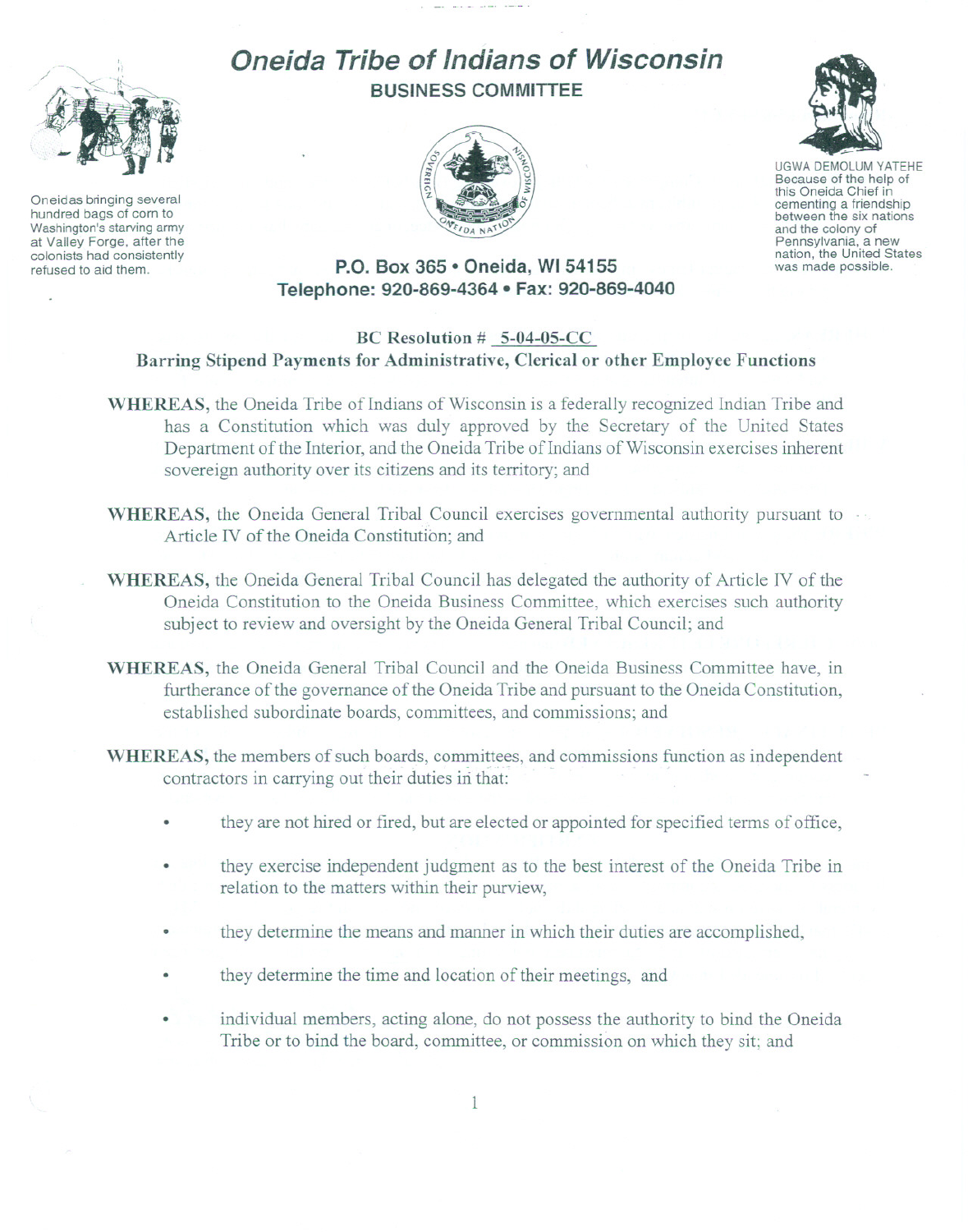# Oneida Tribe of Indians of Wisconsin

## BUSINESS COMMITTEE

Oneidas bringing several hundred bags of corn to Washington's starving army at Valley Forge, after the colonists had consistently refused to aid them.

UGWA DEMOLUM YATEHE
Because of the help of this Oneida Chief in cementing a friendship between the six nations and the colony of Pennsylvania, a new nation, the United States was made possible.

**P.O. Box 365 • Oneida, WI 54155**
**Telephone: 920-869-4364 • Fax: 920-869-4040**

**BC Resolution # 5-04-05-CC**
**Barring Stipend Payments for Administrative, Clerical or other Employee Functions**

**WHEREAS,** the Oneida Tribe of Indians of Wisconsin is a federally recognized Indian Tribe and has a Constitution which was duly approved by the Secretary of the United States Department of the Interior, and the Oneida Tribe of Indians of Wisconsin exercises inherent sovereign authority over its citizens and its territory; and

**WHEREAS,** the Oneida General Tribal Council exercises governmental authority pursuant to Article IV of the Oneida Constitution; and

**WHEREAS,** the Oneida General Tribal Council has delegated the authority of Article IV of the Oneida Constitution to the Oneida Business Committee, which exercises such authority subject to review and oversight by the Oneida General Tribal Council; and

**WHEREAS,** the Oneida General Tribal Council and the Oneida Business Committee have, in furtherance of the governance of the Oneida Tribe and pursuant to the Oneida Constitution, established subordinate boards, committees, and commissions; and

**WHEREAS,** the members of such boards, committees, and commissions function as independent contractors in carrying out their duties in that:

- they are not hired or fired, but are elected or appointed for specified terms of office,
- they exercise independent judgment as to the best interest of the Oneida Tribe in relation to the matters within their purview,
- they determine the means and manner in which their duties are accomplished,
- they determine the time and location of their meetings, and
- individual members, acting alone, do not possess the authority to bind the Oneida Tribe or to bind the board, committee, or commission on which they sit; and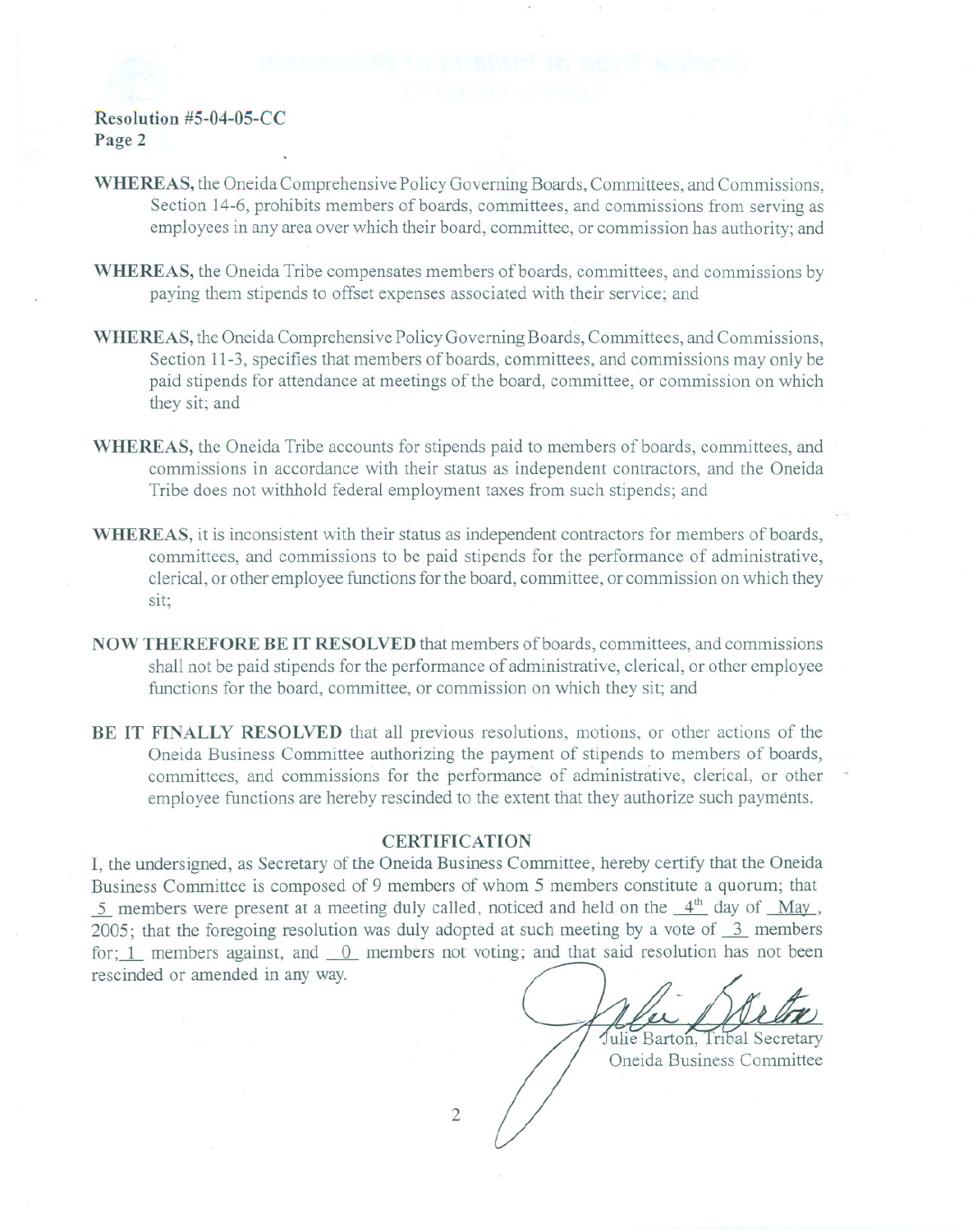Resolution #5-04-05-CC
Page 2

**WHEREAS,** the Oneida Comprehensive Policy Governing Boards, Committees, and Commissions, Section 14-6, prohibits members of boards, committees, and commissions from serving as employees in any area over which their board, committee, or commission has authority; and

**WHEREAS,** the Oneida Tribe compensates members of boards, committees, and commissions by paying them stipends to offset expenses associated with their service; and

**WHEREAS,** the Oneida Comprehensive Policy Governing Boards, Committees, and Commissions, Section 11-3, specifies that members of boards, committees, and commissions may only be paid stipends for attendance at meetings of the board, committee, or commission on which they sit; and

**WHEREAS,** the Oneida Tribe accounts for stipends paid to members of boards, committees, and commissions in accordance with their status as independent contractors, and the Oneida Tribe does not withhold federal employment taxes from such stipends; and

**WHEREAS,** it is inconsistent with their status as independent contractors for members of boards, committees, and commissions to be paid stipends for the performance of administrative, clerical, or other employee functions for the board, committee, or commission on which they sit;

**NOW THEREFORE BE IT RESOLVED** that members of boards, committees, and commissions shall not be paid stipends for the performance of administrative, clerical, or other employee functions for the board, committee, or commission on which they sit; and

**BE IT FINALLY RESOLVED** that all previous resolutions, motions, or other actions of the Oneida Business Committee authorizing the payment of stipends to members of boards, committees, and commissions for the performance of administrative, clerical, or other employee functions are hereby rescinded to the extent that they authorize such payments.

## CERTIFICATION

I, the undersigned, as Secretary of the Oneida Business Committee, hereby certify that the Oneida Business Committee is composed of 9 members of whom 5 members constitute a quorum; that 5 members were present at a meeting duly called, noticed and held on the 4th day of May, 2005; that the foregoing resolution was duly adopted at such meeting by a vote of 3 members for; 1 members against, and 0 members not voting; and that said resolution has not been rescinded or amended in any way.

Julie Barton, Tribal Secretary
Oneida Business Committee